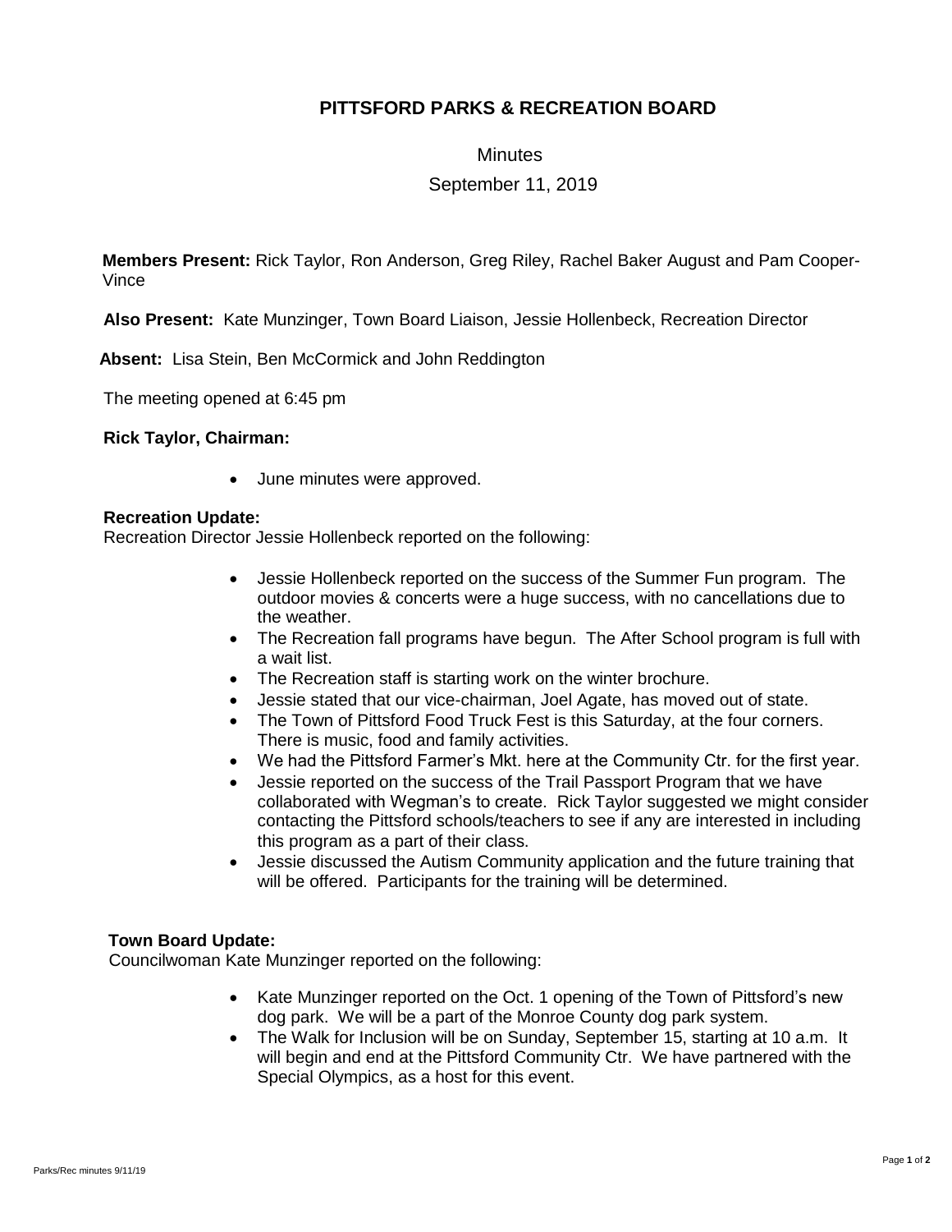# PITTSFORD PARKS & RECREATION BOARD

Minutes

September 11, 2019

**Members Present:** Rick Taylor, Ron Anderson, Greg Riley, Rachel Baker August and Pam Cooper-Vince

**Also Present:** Kate Munzinger, Town Board Liaison, Jessie Hollenbeck, Recreation Director

**Absent:** Lisa Stein, Ben McCormick and John Reddington

The meeting opened at 6:45 pm

**Rick Taylor, Chairman:**

- June minutes were approved.

**Recreation Update:**
Recreation Director Jessie Hollenbeck reported on the following:

- Jessie Hollenbeck reported on the success of the Summer Fun program. The outdoor movies & concerts were a huge success, with no cancellations due to the weather.
- The Recreation fall programs have begun. The After School program is full with a wait list.
- The Recreation staff is starting work on the winter brochure.
- Jessie stated that our vice-chairman, Joel Agate, has moved out of state.
- The Town of Pittsford Food Truck Fest is this Saturday, at the four corners. There is music, food and family activities.
- We had the Pittsford Farmer's Mkt. here at the Community Ctr. for the first year.
- Jessie reported on the success of the Trail Passport Program that we have collaborated with Wegman's to create. Rick Taylor suggested we might consider contacting the Pittsford schools/teachers to see if any are interested in including this program as a part of their class.
- Jessie discussed the Autism Community application and the future training that will be offered. Participants for the training will be determined.

**Town Board Update:**
Councilwoman Kate Munzinger reported on the following:

- Kate Munzinger reported on the Oct. 1 opening of the Town of Pittsford's new dog park. We will be a part of the Monroe County dog park system.
- The Walk for Inclusion will be on Sunday, September 15, starting at 10 a.m. It will begin and end at the Pittsford Community Ctr. We have partnered with the Special Olympics, as a host for this event.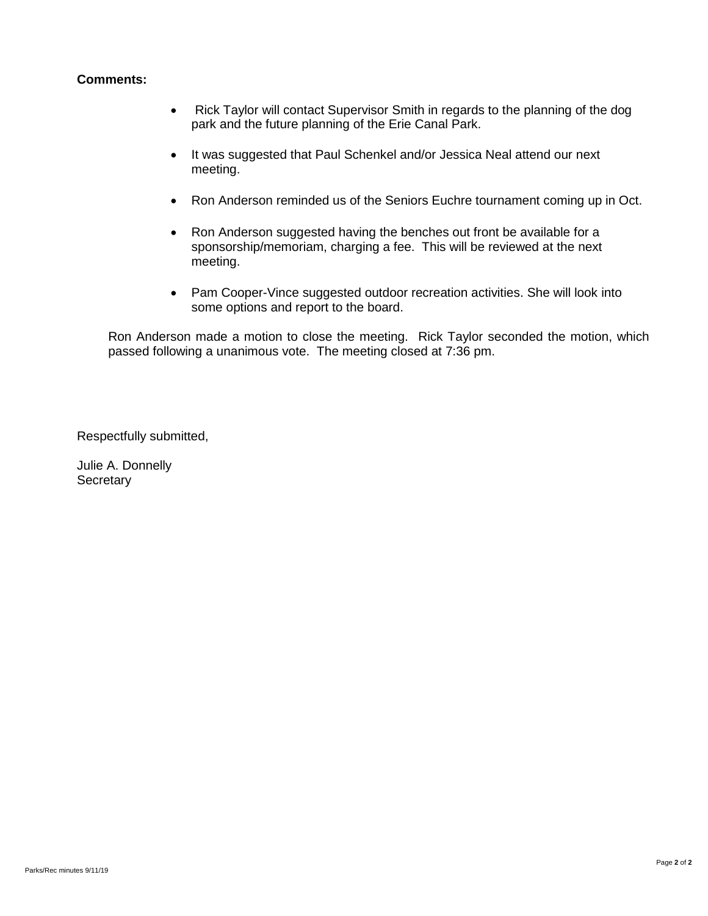**Comments:**

- Rick Taylor will contact Supervisor Smith in regards to the planning of the dog park and the future planning of the Erie Canal Park.

- It was suggested that Paul Schenkel and/or Jessica Neal attend our next meeting.

- Ron Anderson reminded us of the Seniors Euchre tournament coming up in Oct.

- Ron Anderson suggested having the benches out front be available for a sponsorship/memoriam, charging a fee. This will be reviewed at the next meeting.

- Pam Cooper-Vince suggested outdoor recreation activities. She will look into some options and report to the board.

Ron Anderson made a motion to close the meeting. Rick Taylor seconded the motion, which passed following a unanimous vote. The meeting closed at 7:36 pm.

Respectfully submitted,

Julie A. Donnelly
Secretary